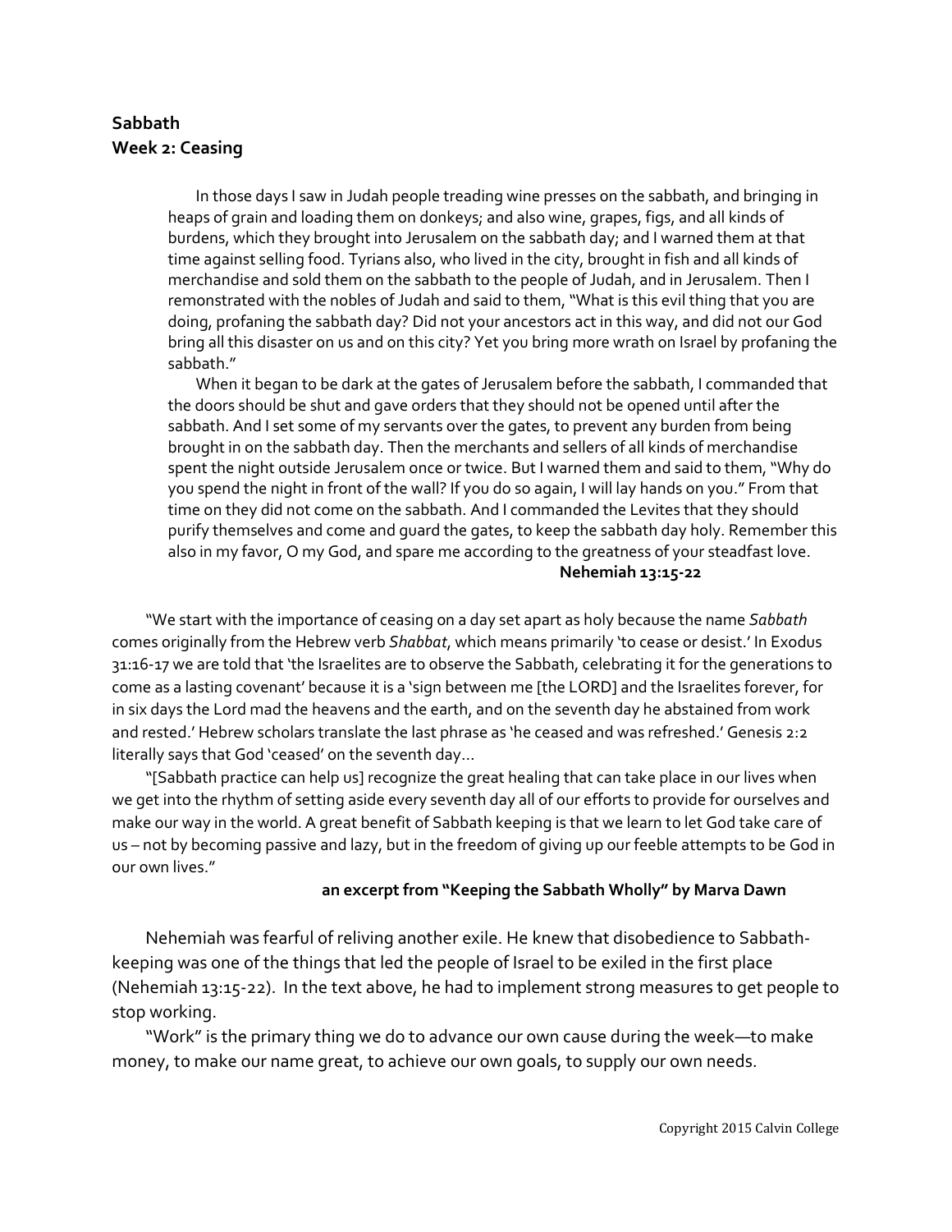**Sabbath**
**Week 2: Ceasing**

> In those days I saw in Judah people treading wine presses on the sabbath, and bringing in heaps of grain and loading them on donkeys; and also wine, grapes, figs, and all kinds of burdens, which they brought into Jerusalem on the sabbath day; and I warned them at that time against selling food. Tyrians also, who lived in the city, brought in fish and all kinds of merchandise and sold them on the sabbath to the people of Judah, and in Jerusalem. Then I remonstrated with the nobles of Judah and said to them, "What is this evil thing that you are doing, profaning the sabbath day? Did not your ancestors act in this way, and did not our God bring all this disaster on us and on this city? Yet you bring more wrath on Israel by profaning the sabbath."
>
> When it began to be dark at the gates of Jerusalem before the sabbath, I commanded that the doors should be shut and gave orders that they should not be opened until after the sabbath. And I set some of my servants over the gates, to prevent any burden from being brought in on the sabbath day. Then the merchants and sellers of all kinds of merchandise spent the night outside Jerusalem once or twice. But I warned them and said to them, "Why do you spend the night in front of the wall? If you do so again, I will lay hands on you." From that time on they did not come on the sabbath. And I commanded the Levites that they should purify themselves and come and guard the gates, to keep the sabbath day holy. Remember this also in my favor, O my God, and spare me according to the greatness of your steadfast love.
>
> **Nehemiah 13:15-22**

"We start with the importance of ceasing on a day set apart as holy because the name *Sabbath* comes originally from the Hebrew verb *Shabbat*, which means primarily 'to cease or desist.' In Exodus 31:16-17 we are told that 'the Israelites are to observe the Sabbath, celebrating it for the generations to come as a lasting covenant' because it is a 'sign between me [the LORD] and the Israelites forever, for in six days the Lord mad the heavens and the earth, and on the seventh day he abstained from work and rested.' Hebrew scholars translate the last phrase as 'he ceased and was refreshed.' Genesis 2:2 literally says that God 'ceased' on the seventh day…

"[Sabbath practice can help us] recognize the great healing that can take place in our lives when we get into the rhythm of setting aside every seventh day all of our efforts to provide for ourselves and make our way in the world. A great benefit of Sabbath keeping is that we learn to let God take care of us – not by becoming passive and lazy, but in the freedom of giving up our feeble attempts to be God in our own lives."

**an excerpt from "Keeping the Sabbath Wholly" by Marva Dawn**

Nehemiah was fearful of reliving another exile. He knew that disobedience to Sabbath-keeping was one of the things that led the people of Israel to be exiled in the first place (Nehemiah 13:15-22). In the text above, he had to implement strong measures to get people to stop working.

"Work" is the primary thing we do to advance our own cause during the week—to make money, to make our name great, to achieve our own goals, to supply our own needs.

Copyright 2015 Calvin College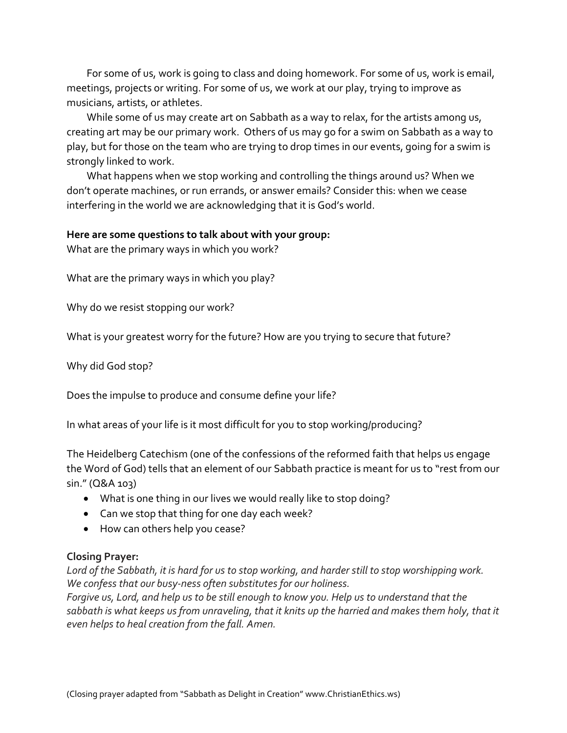For some of us, work is going to class and doing homework. For some of us, work is email, meetings, projects or writing. For some of us, we work at our play, trying to improve as musicians, artists, or athletes.

While some of us may create art on Sabbath as a way to relax, for the artists among us, creating art may be our primary work. Others of us may go for a swim on Sabbath as a way to play, but for those on the team who are trying to drop times in our events, going for a swim is strongly linked to work.

What happens when we stop working and controlling the things around us? When we don't operate machines, or run errands, or answer emails? Consider this: when we cease interfering in the world we are acknowledging that it is God's world.

**Here are some questions to talk about with your group:**

What are the primary ways in which you work?

What are the primary ways in which you play?

Why do we resist stopping our work?

What is your greatest worry for the future? How are you trying to secure that future?

Why did God stop?

Does the impulse to produce and consume define your life?

In what areas of your life is it most difficult for you to stop working/producing?

The Heidelberg Catechism (one of the confessions of the reformed faith that helps us engage the Word of God) tells that an element of our Sabbath practice is meant for us to "rest from our sin." (Q&A 103)

- What is one thing in our lives we would really like to stop doing?
- Can we stop that thing for one day each week?
- How can others help you cease?

**Closing Prayer:**

*Lord of the Sabbath, it is hard for us to stop working, and harder still to stop worshipping work. We confess that our busy-ness often substitutes for our holiness.*
*Forgive us, Lord, and help us to be still enough to know you. Help us to understand that the sabbath is what keeps us from unraveling, that it knits up the harried and makes them holy, that it even helps to heal creation from the fall. Amen.*

(Closing prayer adapted from "Sabbath as Delight in Creation" www.ChristianEthics.ws)